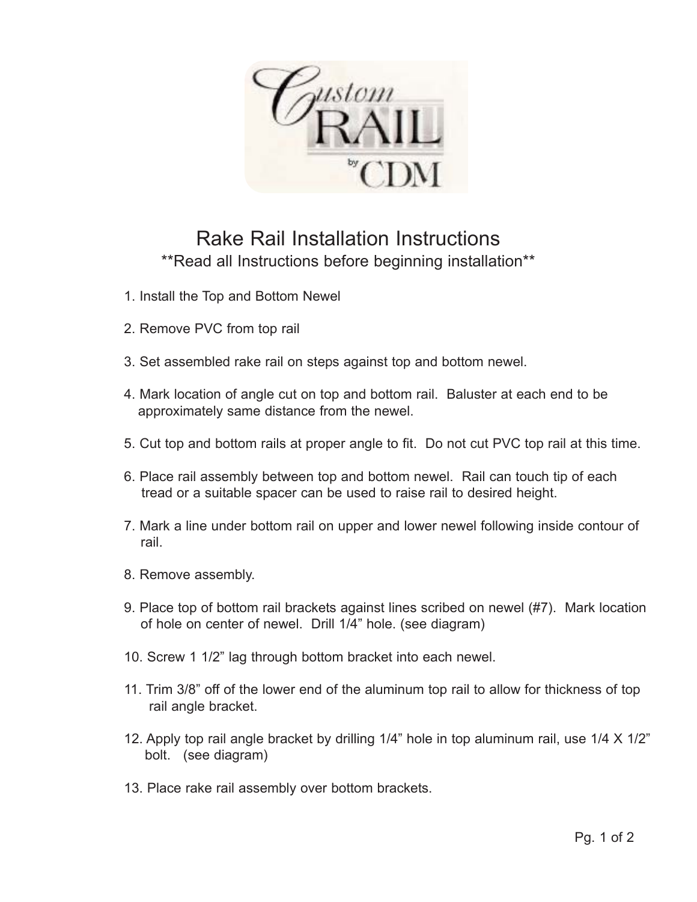Custom RAIL by CDM

# Rake Rail Installation Instructions

**Read all Instructions before beginning installation**

1. Install the Top and Bottom Newel

2. Remove PVC from top rail

3. Set assembled rake rail on steps against top and bottom newel.

4. Mark location of angle cut on top and bottom rail. Baluster at each end to be approximately same distance from the newel.

5. Cut top and bottom rails at proper angle to fit. Do not cut PVC top rail at this time.

6. Place rail assembly between top and bottom newel. Rail can touch tip of each tread or a suitable spacer can be used to raise rail to desired height.

7. Mark a line under bottom rail on upper and lower newel following inside contour of rail.

8. Remove assembly.

9. Place top of bottom rail brackets against lines scribed on newel (#7). Mark location of hole on center of newel. Drill 1/4" hole. (see diagram)

10. Screw 1 1/2" lag through bottom bracket into each newel.

11. Trim 3/8" off of the lower end of the aluminum top rail to allow for thickness of top rail angle bracket.

12. Apply top rail angle bracket by drilling 1/4" hole in top aluminum rail, use 1/4 X 1/2" bolt. (see diagram)

13. Place rake rail assembly over bottom brackets.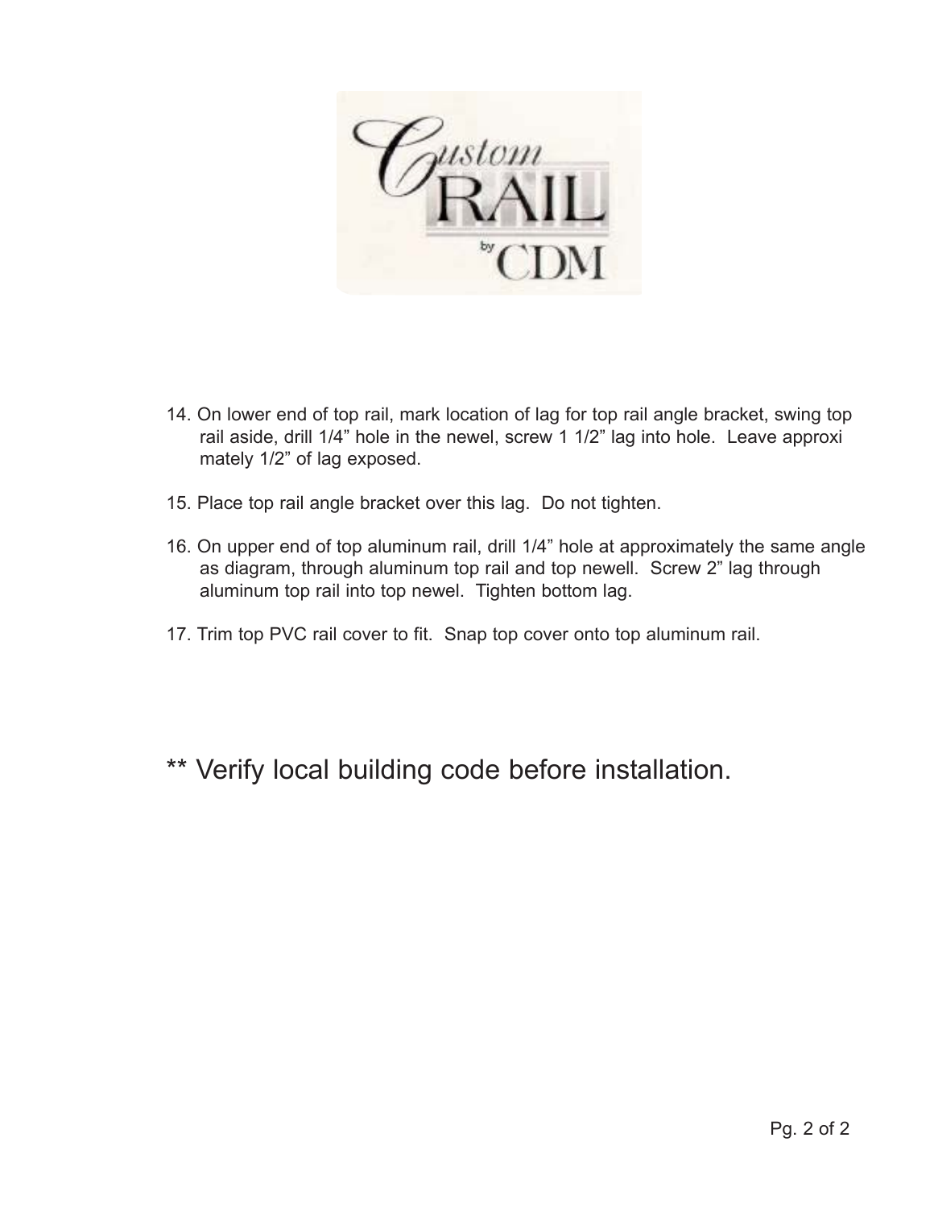14. On lower end of top rail, mark location of lag for top rail angle bracket, swing top rail aside, drill 1/4" hole in the newel, screw 1 1/2" lag into hole. Leave approxi mately 1/2" of lag exposed.

15. Place top rail angle bracket over this lag. Do not tighten.

16. On upper end of top aluminum rail, drill 1/4" hole at approximately the same angle as diagram, through aluminum top rail and top newell. Screw 2" lag through aluminum top rail into top newel. Tighten bottom lag.

17. Trim top PVC rail cover to fit. Snap top cover onto top aluminum rail.

** Verify local building code before installation.